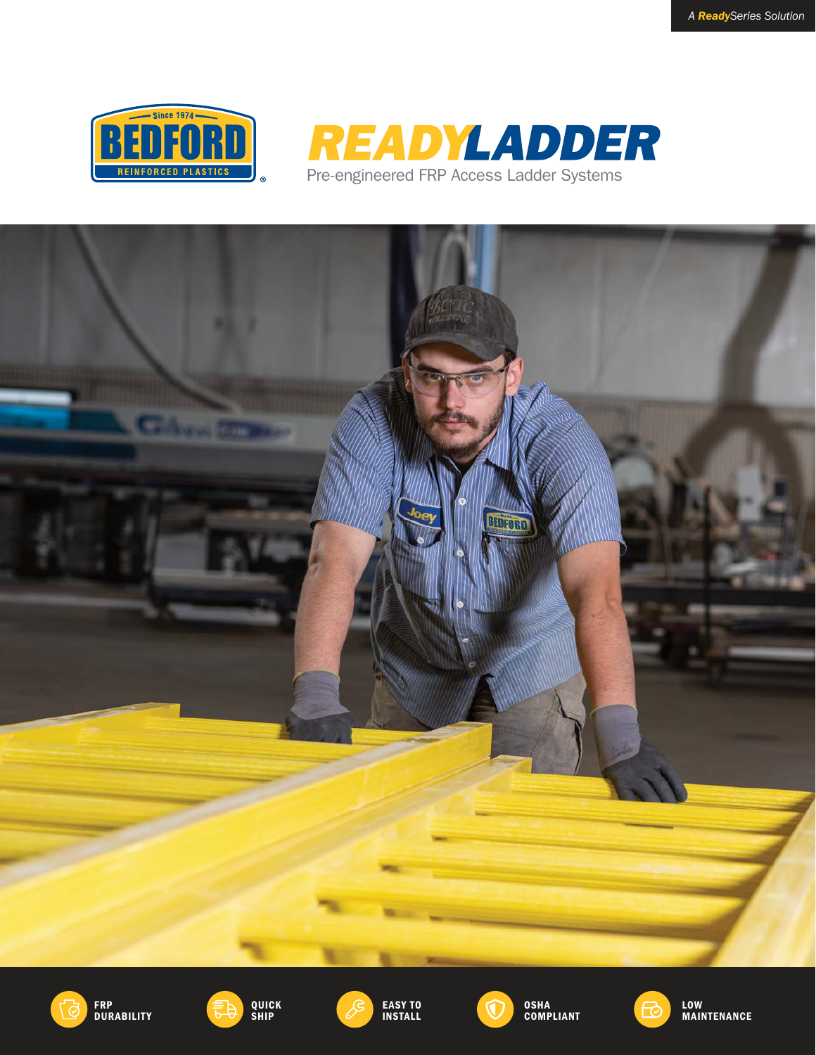*A **Ready**Series Solution*

BEDFORD REINFORCED PLASTICS — Since 1974

# READYLADDER

Pre-engineered FRP Access Ladder Systems

- FRP DURABILITY
- QUICK SHIP
- EASY TO INSTALL
- OSHA COMPLIANT
- LOW MAINTENANCE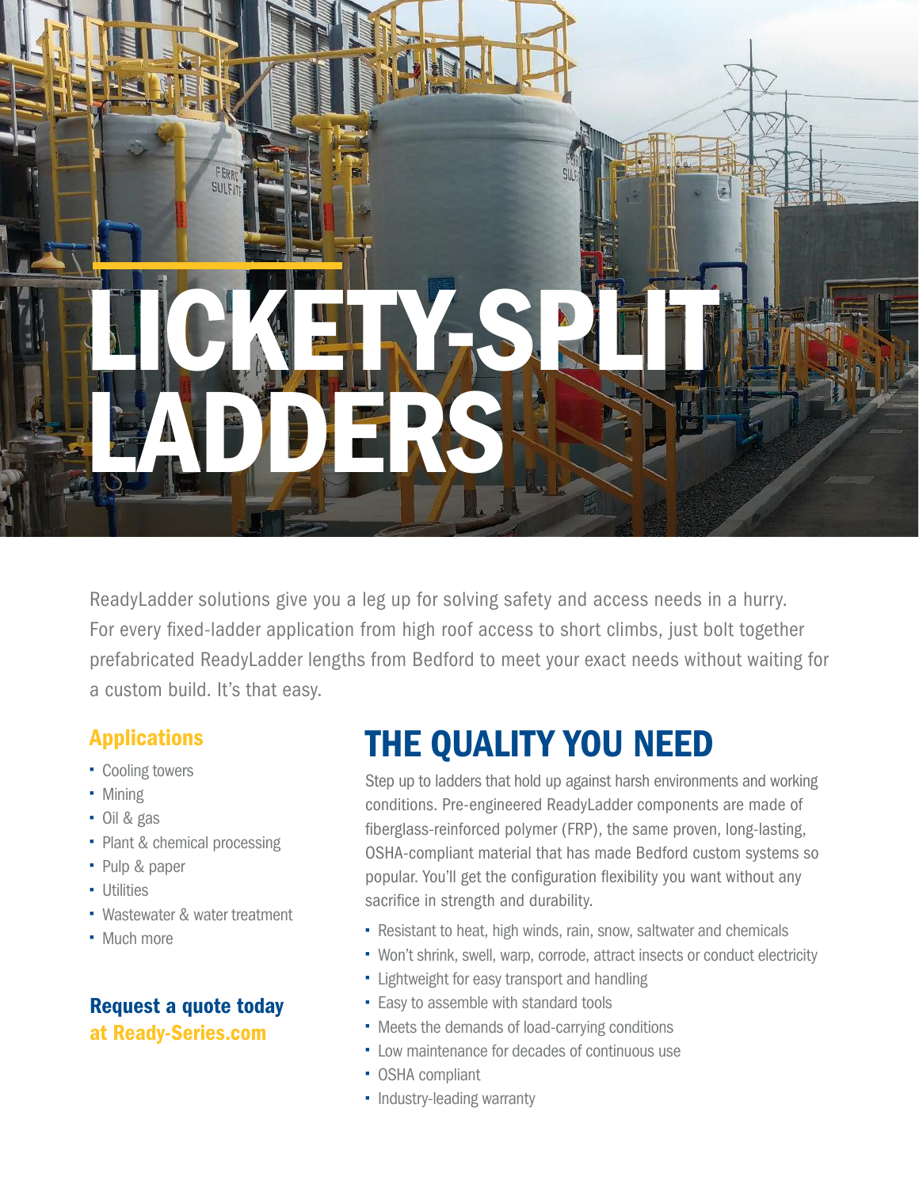# LICKETY-SPLIT LADDERS

ReadyLadder solutions give you a leg up for solving safety and access needs in a hurry. For every fixed-ladder application from high roof access to short climbs, just bolt together prefabricated ReadyLadder lengths from Bedford to meet your exact needs without waiting for a custom build. It's that easy.

### Applications

- Cooling towers
- Mining
- Oil & gas
- Plant & chemical processing
- Pulp & paper
- Utilities
- Wastewater & water treatment
- Much more

**Request a quote today at Ready-Series.com**

## THE QUALITY YOU NEED

Step up to ladders that hold up against harsh environments and working conditions. Pre-engineered ReadyLadder components are made of fiberglass-reinforced polymer (FRP), the same proven, long-lasting, OSHA-compliant material that has made Bedford custom systems so popular. You'll get the configuration flexibility you want without any sacrifice in strength and durability.

- Resistant to heat, high winds, rain, snow, saltwater and chemicals
- Won't shrink, swell, warp, corrode, attract insects or conduct electricity
- Lightweight for easy transport and handling
- Easy to assemble with standard tools
- Meets the demands of load-carrying conditions
- Low maintenance for decades of continuous use
- OSHA compliant
- Industry-leading warranty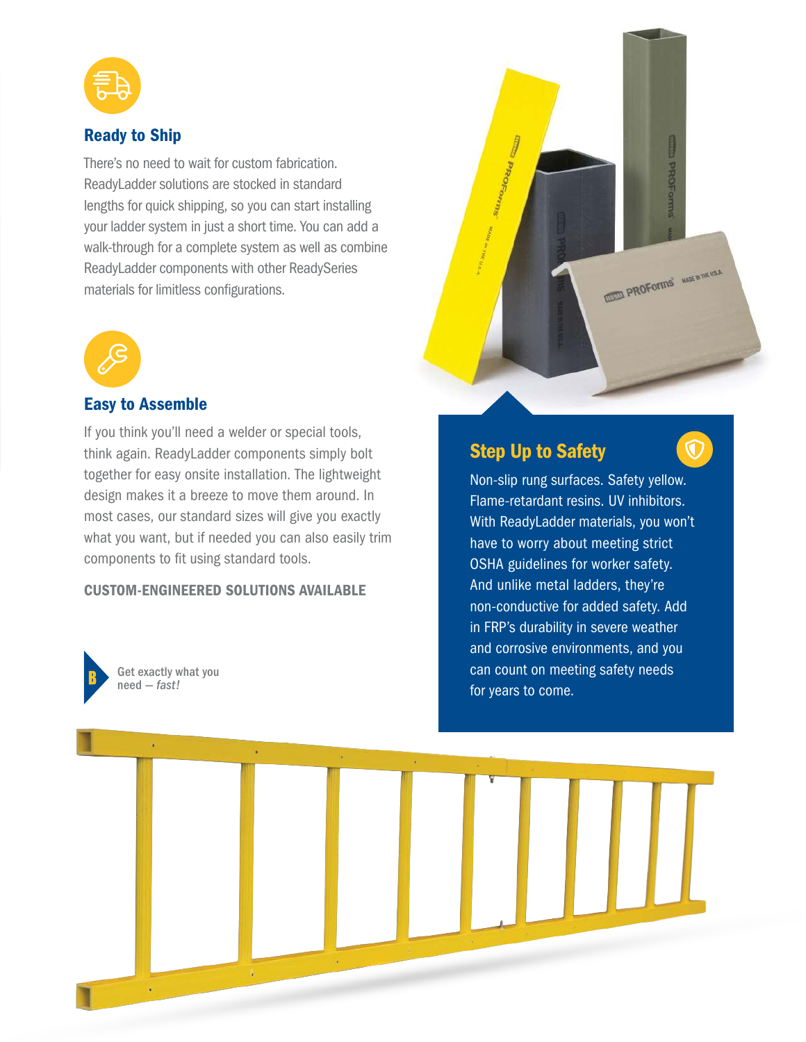## Ready to Ship

There's no need to wait for custom fabrication. ReadyLadder solutions are stocked in standard lengths for quick shipping, so you can start installing your ladder system in just a short time. You can add a walk-through for a complete system as well as combine ReadyLadder components with other ReadySeries materials for limitless configurations.

## Easy to Assemble

If you think you'll need a welder or special tools, think again. ReadyLadder components simply bolt together for easy onsite installation. The lightweight design makes it a breeze to move them around. In most cases, our standard sizes will give you exactly what you want, but if needed you can also easily trim components to fit using standard tools.

**CUSTOM-ENGINEERED SOLUTIONS AVAILABLE**

Get exactly what you need – *fast!*

## Step Up to Safety

Non-slip rung surfaces. Safety yellow. Flame-retardant resins. UV inhibitors. With ReadyLadder materials, you won't have to worry about meeting strict OSHA guidelines for worker safety. And unlike metal ladders, they're non-conductive for added safety. Add in FRP's durability in severe weather and corrosive environments, and you can count on meeting safety needs for years to come.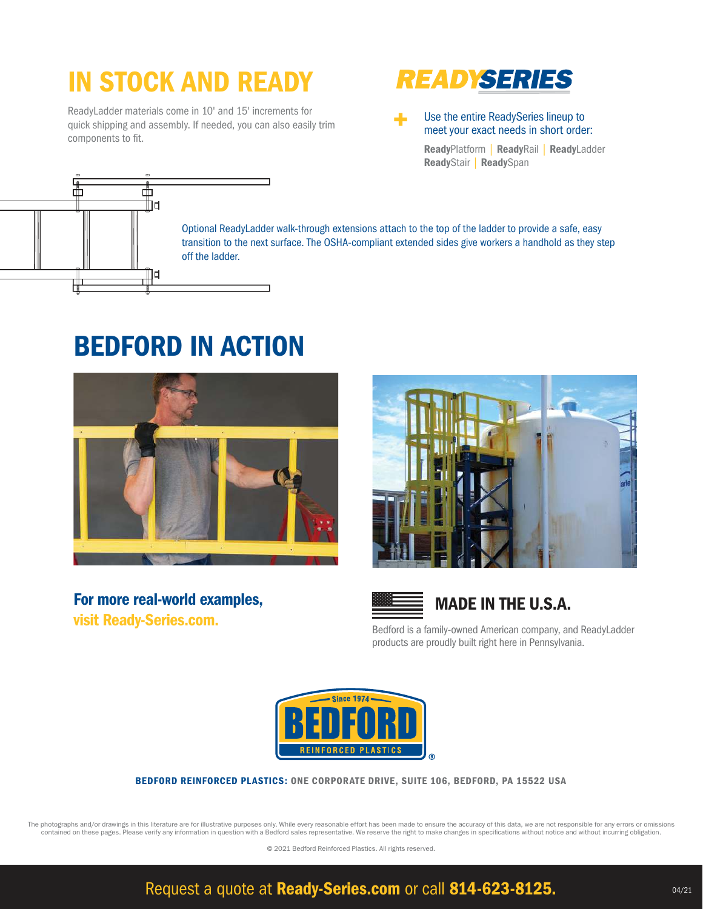# IN STOCK AND READY

ReadyLadder materials come in 10' and 15' increments for quick shipping and assembly. If needed, you can also easily trim components to fit.

**READYSERIES**

Use the entire ReadySeries lineup to meet your exact needs in short order:

**Ready**Platform | **Ready**Rail | **Ready**Ladder
**Ready**Stair | **Ready**Span

Optional ReadyLadder walk-through extensions attach to the top of the ladder to provide a safe, easy transition to the next surface. The OSHA-compliant extended sides give workers a handhold as they step off the ladder.

# BEDFORD IN ACTION

**For more real-world examples, visit Ready-Series.com.**

## MADE IN THE U.S.A.

Bedford is a family-owned American company, and ReadyLadder products are proudly built right here in Pennsylvania.

Since 1974
BEDFORD
REINFORCED PLASTICS ®

**BEDFORD REINFORCED PLASTICS: ONE CORPORATE DRIVE, SUITE 106, BEDFORD, PA 15522 USA**

The photographs and/or drawings in this literature are for illustrative purposes only. While every reasonable effort has been made to ensure the accuracy of this data, we are not responsible for any errors or omissions contained on these pages. Please verify any information in question with a Bedford sales representative. We reserve the right to make changes in specifications without notice and without incurring obligation.

© 2021 Bedford Reinforced Plastics. All rights reserved.

Request a quote at **Ready-Series.com** or call **814-623-8125.**

04/21